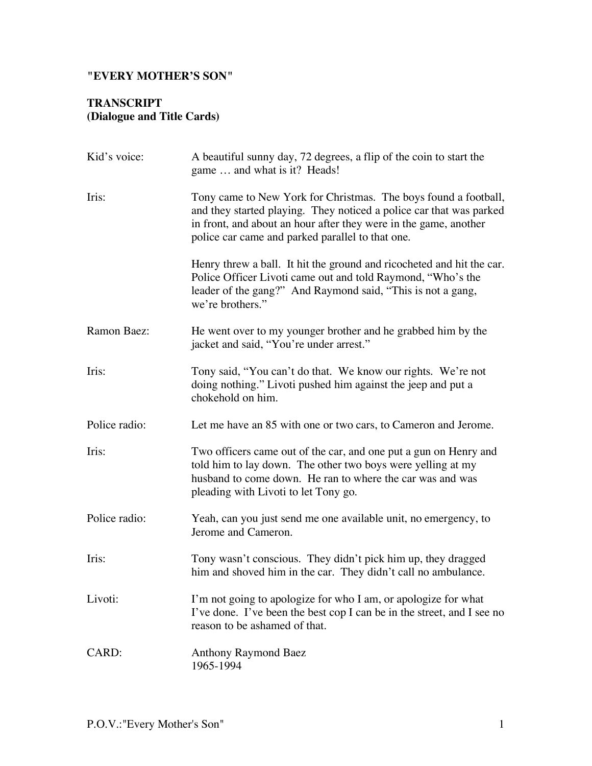**"EVERY MOTHER'S SON"**

**TRANSCRIPT**
**(Dialogue and Title Cards)**

| | |
|---|---|
| Kid's voice: | A beautiful sunny day, 72 degrees, a flip of the coin to start the game … and what is it? Heads! |
| Iris: | Tony came to New York for Christmas. The boys found a football, and they started playing. They noticed a police car that was parked in front, and about an hour after they were in the game, another police car came and parked parallel to that one.<br><br>Henry threw a ball. It hit the ground and ricocheted and hit the car. Police Officer Livoti came out and told Raymond, "Who's the leader of the gang?" And Raymond said, "This is not a gang, we're brothers." |
| Ramon Baez: | He went over to my younger brother and he grabbed him by the jacket and said, "You're under arrest." |
| Iris: | Tony said, "You can't do that. We know our rights. We're not doing nothing." Livoti pushed him against the jeep and put a chokehold on him. |
| Police radio: | Let me have an 85 with one or two cars, to Cameron and Jerome. |
| Iris: | Two officers came out of the car, and one put a gun on Henry and told him to lay down. The other two boys were yelling at my husband to come down. He ran to where the car was and was pleading with Livoti to let Tony go. |
| Police radio: | Yeah, can you just send me one available unit, no emergency, to Jerome and Cameron. |
| Iris: | Tony wasn't conscious. They didn't pick him up, they dragged him and shoved him in the car. They didn't call no ambulance. |
| Livoti: | I'm not going to apologize for who I am, or apologize for what I've done. I've been the best cop I can be in the street, and I see no reason to be ashamed of that. |
| CARD: | Anthony Raymond Baez<br>1965-1994 |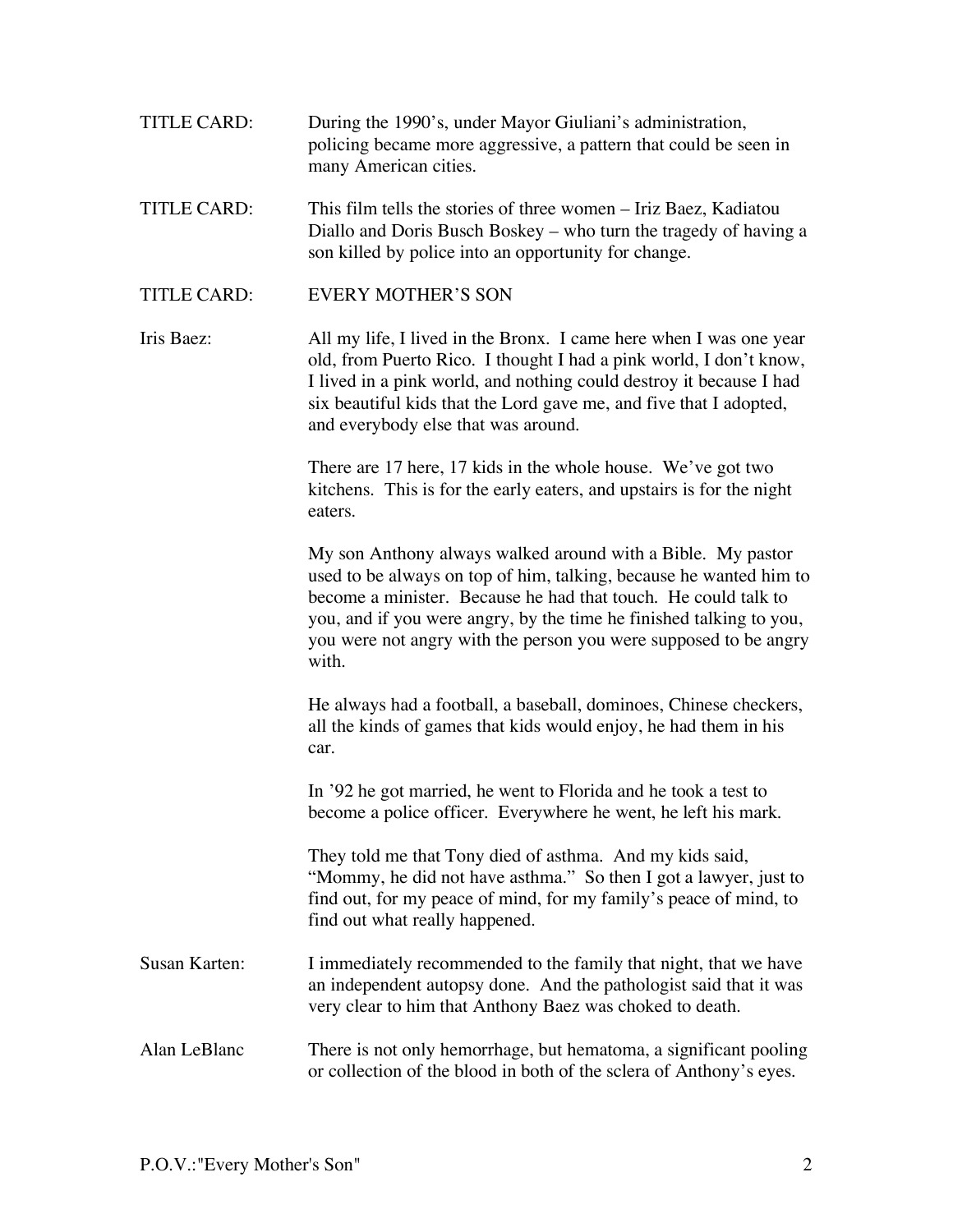TITLE CARD: During the 1990's, under Mayor Giuliani's administration, policing became more aggressive, a pattern that could be seen in many American cities.

TITLE CARD: This film tells the stories of three women – Iriz Baez, Kadiatou Diallo and Doris Busch Boskey – who turn the tragedy of having a son killed by police into an opportunity for change.

TITLE CARD: EVERY MOTHER'S SON

Iris Baez: All my life, I lived in the Bronx. I came here when I was one year old, from Puerto Rico. I thought I had a pink world, I don't know, I lived in a pink world, and nothing could destroy it because I had six beautiful kids that the Lord gave me, and five that I adopted, and everybody else that was around.

There are 17 here, 17 kids in the whole house. We've got two kitchens. This is for the early eaters, and upstairs is for the night eaters.

My son Anthony always walked around with a Bible. My pastor used to be always on top of him, talking, because he wanted him to become a minister. Because he had that touch. He could talk to you, and if you were angry, by the time he finished talking to you, you were not angry with the person you were supposed to be angry with.

He always had a football, a baseball, dominoes, Chinese checkers, all the kinds of games that kids would enjoy, he had them in his car.

In '92 he got married, he went to Florida and he took a test to become a police officer. Everywhere he went, he left his mark.

They told me that Tony died of asthma. And my kids said, "Mommy, he did not have asthma." So then I got a lawyer, just to find out, for my peace of mind, for my family's peace of mind, to find out what really happened.

Susan Karten: I immediately recommended to the family that night, that we have an independent autopsy done. And the pathologist said that it was very clear to him that Anthony Baez was choked to death.

Alan LeBlanc There is not only hemorrhage, but hematoma, a significant pooling or collection of the blood in both of the sclera of Anthony's eyes.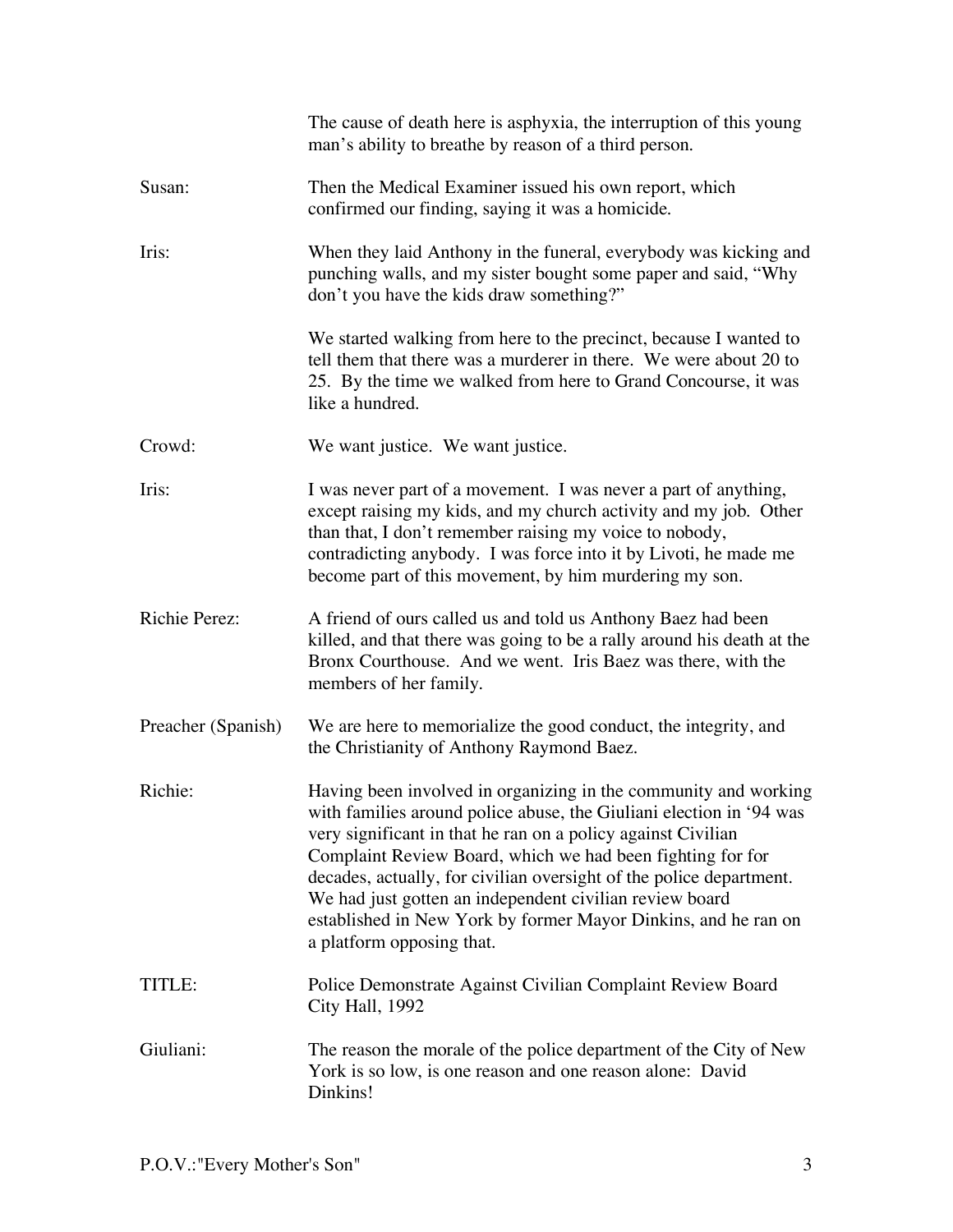The cause of death here is asphyxia, the interruption of this young man's ability to breathe by reason of a third person.

**Susan:** Then the Medical Examiner issued his own report, which confirmed our finding, saying it was a homicide.

**Iris:** When they laid Anthony in the funeral, everybody was kicking and punching walls, and my sister bought some paper and said, "Why don't you have the kids draw something?"

We started walking from here to the precinct, because I wanted to tell them that there was a murderer in there. We were about 20 to 25. By the time we walked from here to Grand Concourse, it was like a hundred.

**Crowd:** We want justice. We want justice.

**Iris:** I was never part of a movement. I was never a part of anything, except raising my kids, and my church activity and my job. Other than that, I don't remember raising my voice to nobody, contradicting anybody. I was force into it by Livoti, he made me become part of this movement, by him murdering my son.

**Richie Perez:** A friend of ours called us and told us Anthony Baez had been killed, and that there was going to be a rally around his death at the Bronx Courthouse. And we went. Iris Baez was there, with the members of her family.

**Preacher (Spanish)** We are here to memorialize the good conduct, the integrity, and the Christianity of Anthony Raymond Baez.

**Richie:** Having been involved in organizing in the community and working with families around police abuse, the Giuliani election in '94 was very significant in that he ran on a policy against Civilian Complaint Review Board, which we had been fighting for for decades, actually, for civilian oversight of the police department. We had just gotten an independent civilian review board established in New York by former Mayor Dinkins, and he ran on a platform opposing that.

**TITLE:** Police Demonstrate Against Civilian Complaint Review Board
City Hall, 1992

**Giuliani:** The reason the morale of the police department of the City of New York is so low, is one reason and one reason alone: David Dinkins!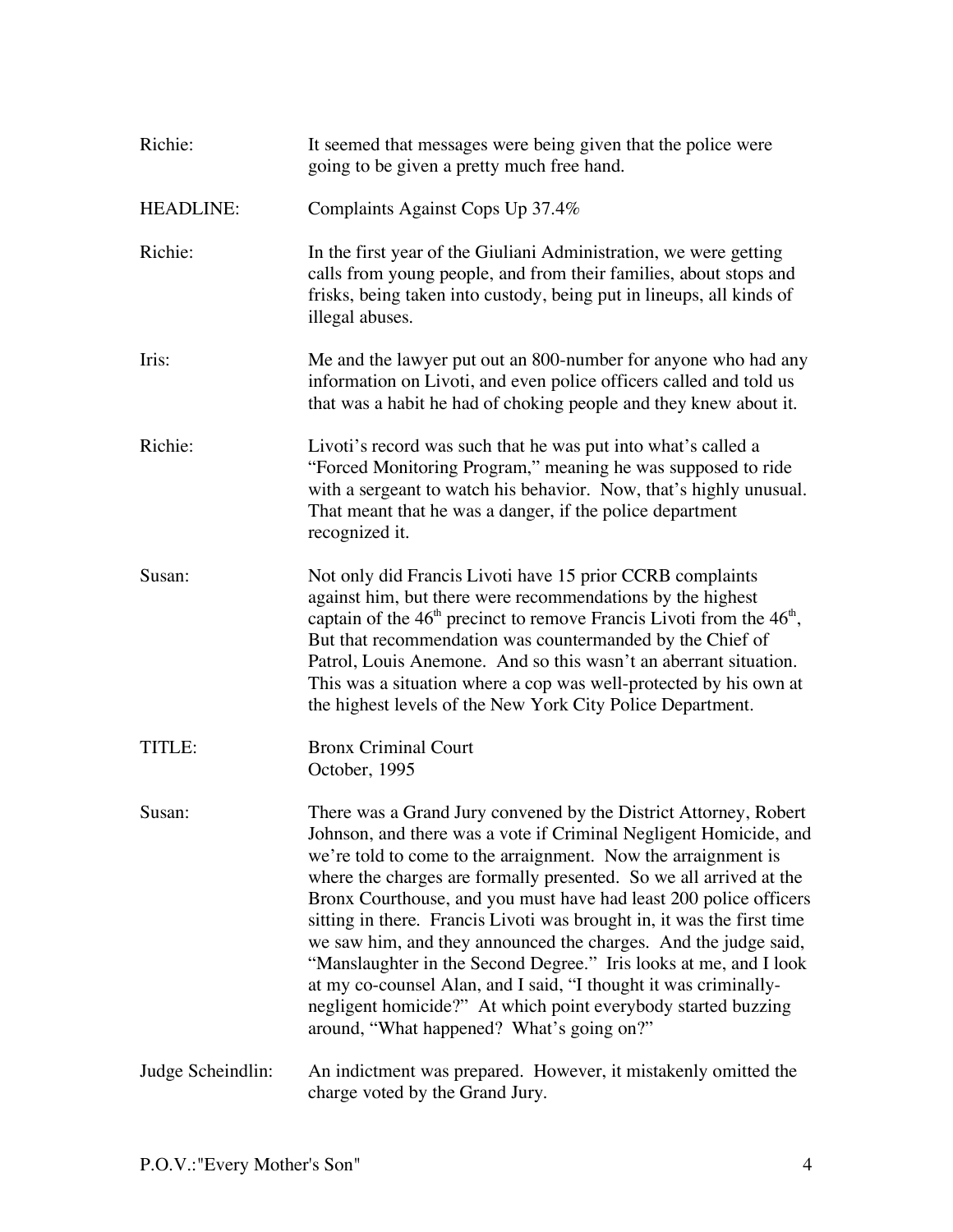**Richie:** It seemed that messages were being given that the police were going to be given a pretty much free hand.

**HEADLINE:** Complaints Against Cops Up 37.4%

**Richie:** In the first year of the Giuliani Administration, we were getting calls from young people, and from their families, about stops and frisks, being taken into custody, being put in lineups, all kinds of illegal abuses.

**Iris:** Me and the lawyer put out an 800-number for anyone who had any information on Livoti, and even police officers called and told us that was a habit he had of choking people and they knew about it.

**Richie:** Livoti's record was such that he was put into what's called a "Forced Monitoring Program," meaning he was supposed to ride with a sergeant to watch his behavior. Now, that's highly unusual. That meant that he was a danger, if the police department recognized it.

**Susan:** Not only did Francis Livoti have 15 prior CCRB complaints against him, but there were recommendations by the highest captain of the 46th precinct to remove Francis Livoti from the 46th, But that recommendation was countermanded by the Chief of Patrol, Louis Anemone. And so this wasn't an aberrant situation. This was a situation where a cop was well-protected by his own at the highest levels of the New York City Police Department.

**TITLE:** Bronx Criminal Court
October, 1995

**Susan:** There was a Grand Jury convened by the District Attorney, Robert Johnson, and there was a vote if Criminal Negligent Homicide, and we're told to come to the arraignment. Now the arraignment is where the charges are formally presented. So we all arrived at the Bronx Courthouse, and you must have had least 200 police officers sitting in there. Francis Livoti was brought in, it was the first time we saw him, and they announced the charges. And the judge said, "Manslaughter in the Second Degree." Iris looks at me, and I look at my co-counsel Alan, and I said, "I thought it was criminally-negligent homicide?" At which point everybody started buzzing around, "What happened? What's going on?"

**Judge Scheindlin:** An indictment was prepared. However, it mistakenly omitted the charge voted by the Grand Jury.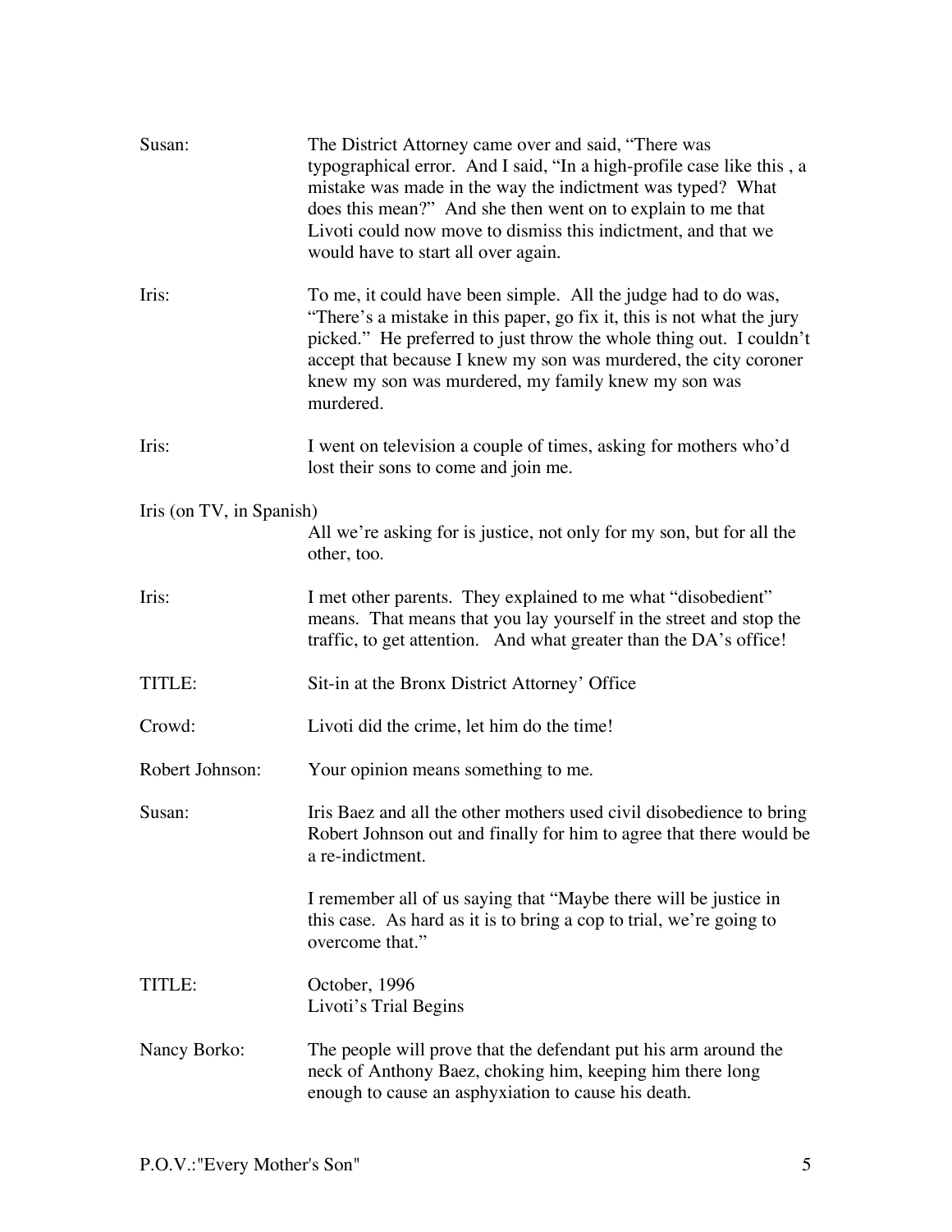**Susan:** The District Attorney came over and said, "There was typographical error. And I said, "In a high-profile case like this , a mistake was made in the way the indictment was typed? What does this mean?" And she then went on to explain to me that Livoti could now move to dismiss this indictment, and that we would have to start all over again.

**Iris:** To me, it could have been simple. All the judge had to do was, "There's a mistake in this paper, go fix it, this is not what the jury picked." He preferred to just throw the whole thing out. I couldn't accept that because I knew my son was murdered, the city coroner knew my son was murdered, my family knew my son was murdered.

**Iris:** I went on television a couple of times, asking for mothers who'd lost their sons to come and join me.

**Iris (on TV, in Spanish)**
All we're asking for is justice, not only for my son, but for all the other, too.

**Iris:** I met other parents. They explained to me what "disobedient" means. That means that you lay yourself in the street and stop the traffic, to get attention. And what greater than the DA's office!

**TITLE:** Sit-in at the Bronx District Attorney' Office

**Crowd:** Livoti did the crime, let him do the time!

**Robert Johnson:** Your opinion means something to me.

**Susan:** Iris Baez and all the other mothers used civil disobedience to bring Robert Johnson out and finally for him to agree that there would be a re-indictment.

I remember all of us saying that "Maybe there will be justice in this case. As hard as it is to bring a cop to trial, we're going to overcome that."

**TITLE:** October, 1996
Livoti's Trial Begins

**Nancy Borko:** The people will prove that the defendant put his arm around the neck of Anthony Baez, choking him, keeping him there long enough to cause an asphyxiation to cause his death.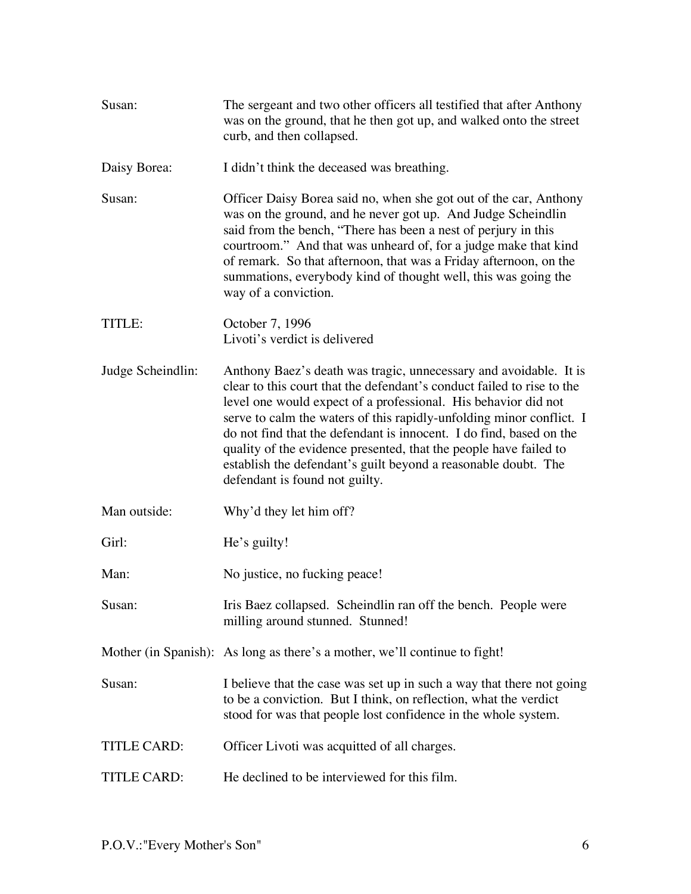Susan: The sergeant and two other officers all testified that after Anthony was on the ground, that he then got up, and walked onto the street curb, and then collapsed.

Daisy Borea: I didn't think the deceased was breathing.

Susan: Officer Daisy Borea said no, when she got out of the car, Anthony was on the ground, and he never got up. And Judge Scheindlin said from the bench, "There has been a nest of perjury in this courtroom." And that was unheard of, for a judge make that kind of remark. So that afternoon, that was a Friday afternoon, on the summations, everybody kind of thought well, this was going the way of a conviction.

TITLE: October 7, 1996
Livoti's verdict is delivered

Judge Scheindlin: Anthony Baez's death was tragic, unnecessary and avoidable. It is clear to this court that the defendant's conduct failed to rise to the level one would expect of a professional. His behavior did not serve to calm the waters of this rapidly-unfolding minor conflict. I do not find that the defendant is innocent. I do find, based on the quality of the evidence presented, that the people have failed to establish the defendant's guilt beyond a reasonable doubt. The defendant is found not guilty.

Man outside: Why'd they let him off?

Girl: He's guilty!

Man: No justice, no fucking peace!

Susan: Iris Baez collapsed. Scheindlin ran off the bench. People were milling around stunned. Stunned!

Mother (in Spanish): As long as there's a mother, we'll continue to fight!

Susan: I believe that the case was set up in such a way that there not going to be a conviction. But I think, on reflection, what the verdict stood for was that people lost confidence in the whole system.

TITLE CARD: Officer Livoti was acquitted of all charges.

TITLE CARD: He declined to be interviewed for this film.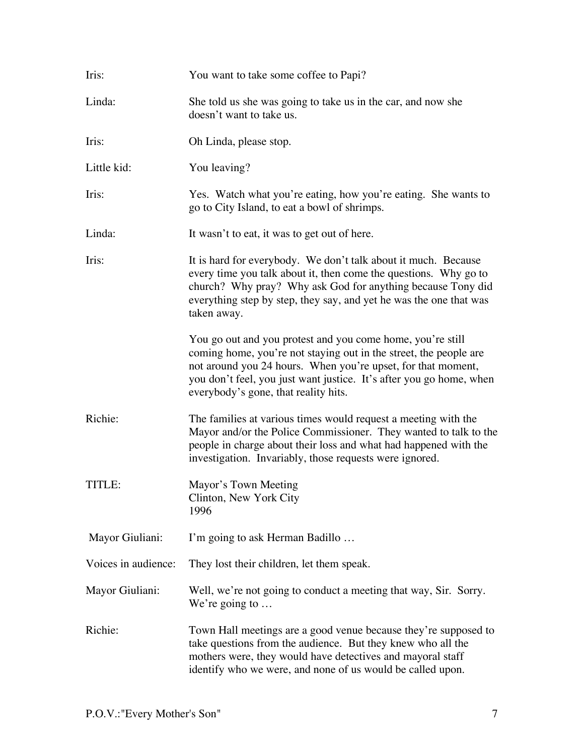**Iris:** You want to take some coffee to Papi?

**Linda:** She told us she was going to take us in the car, and now she doesn't want to take us.

**Iris:** Oh Linda, please stop.

**Little kid:** You leaving?

**Iris:** Yes. Watch what you're eating, how you're eating. She wants to go to City Island, to eat a bowl of shrimps.

**Linda:** It wasn't to eat, it was to get out of here.

**Iris:** It is hard for everybody. We don't talk about it much. Because every time you talk about it, then come the questions. Why go to church? Why pray? Why ask God for anything because Tony did everything step by step, they say, and yet he was the one that was taken away.

You go out and you protest and you come home, you're still coming home, you're not staying out in the street, the people are not around you 24 hours. When you're upset, for that moment, you don't feel, you just want justice. It's after you go home, when everybody's gone, that reality hits.

**Richie:** The families at various times would request a meeting with the Mayor and/or the Police Commissioner. They wanted to talk to the people in charge about their loss and what had happened with the investigation. Invariably, those requests were ignored.

**TITLE:** Mayor's Town Meeting
Clinton, New York City
1996

**Mayor Giuliani:** I'm going to ask Herman Badillo …

**Voices in audience:** They lost their children, let them speak.

**Mayor Giuliani:** Well, we're not going to conduct a meeting that way, Sir. Sorry. We're going to …

**Richie:** Town Hall meetings are a good venue because they're supposed to take questions from the audience. But they knew who all the mothers were, they would have detectives and mayoral staff identify who we were, and none of us would be called upon.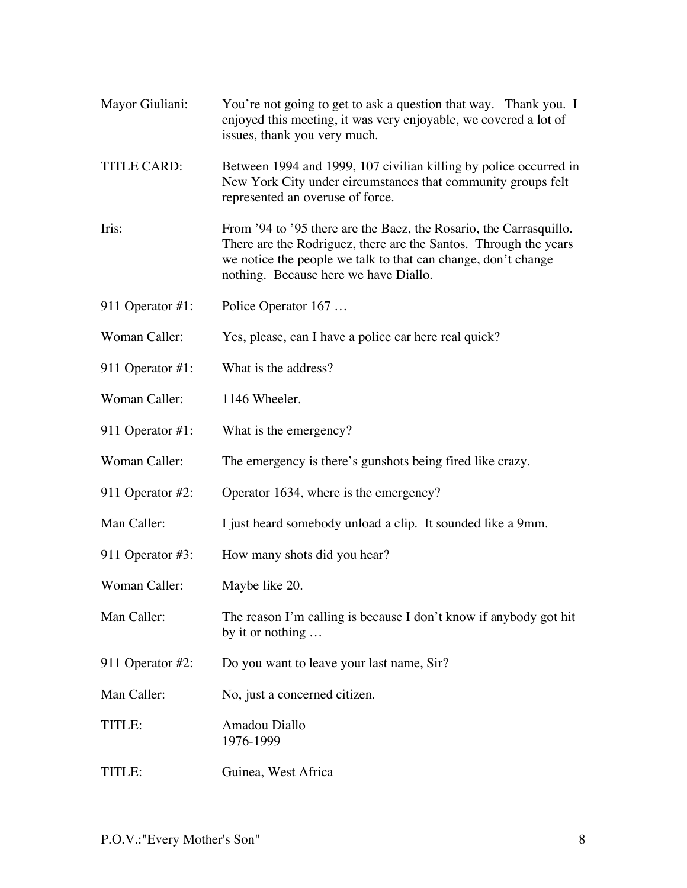Mayor Giuliani: You're not going to get to ask a question that way. Thank you. I enjoyed this meeting, it was very enjoyable, we covered a lot of issues, thank you very much.

TITLE CARD: Between 1994 and 1999, 107 civilian killing by police occurred in New York City under circumstances that community groups felt represented an overuse of force.

Iris: From '94 to '95 there are the Baez, the Rosario, the Carrasquillo. There are the Rodriguez, there are the Santos. Through the years we notice the people we talk to that can change, don't change nothing. Because here we have Diallo.

911 Operator #1: Police Operator 167 …

Woman Caller: Yes, please, can I have a police car here real quick?

911 Operator #1: What is the address?

Woman Caller: 1146 Wheeler.

911 Operator #1: What is the emergency?

Woman Caller: The emergency is there's gunshots being fired like crazy.

911 Operator #2: Operator 1634, where is the emergency?

Man Caller: I just heard somebody unload a clip. It sounded like a 9mm.

911 Operator #3: How many shots did you hear?

Woman Caller: Maybe like 20.

Man Caller: The reason I'm calling is because I don't know if anybody got hit by it or nothing …

911 Operator #2: Do you want to leave your last name, Sir?

Man Caller: No, just a concerned citizen.

TITLE: Amadou Diallo
1976-1999

TITLE: Guinea, West Africa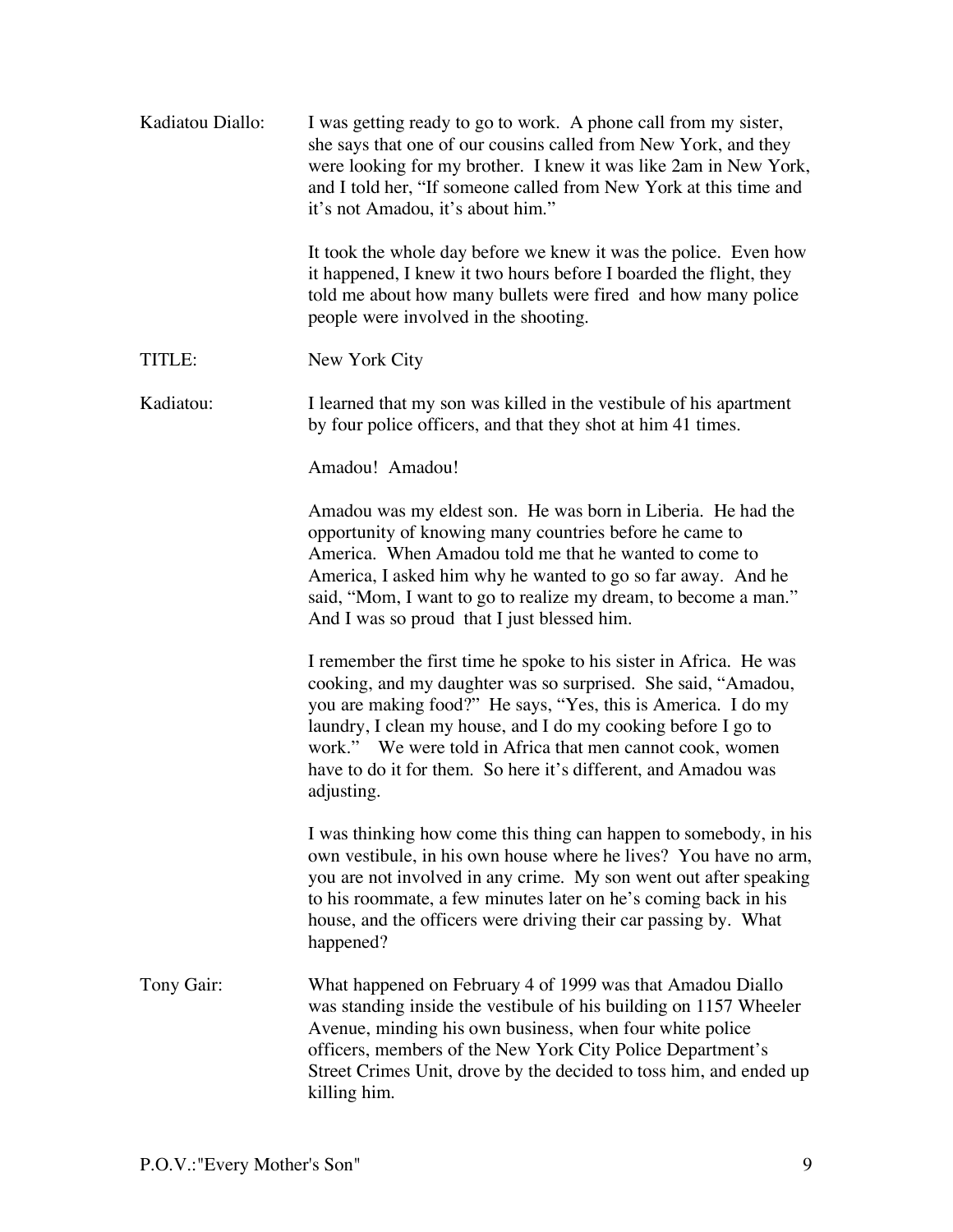Kadiatou Diallo: I was getting ready to go to work. A phone call from my sister, she says that one of our cousins called from New York, and they were looking for my brother. I knew it was like 2am in New York, and I told her, "If someone called from New York at this time and it's not Amadou, it's about him."

It took the whole day before we knew it was the police. Even how it happened, I knew it two hours before I boarded the flight, they told me about how many bullets were fired and how many police people were involved in the shooting.

TITLE: New York City

Kadiatou: I learned that my son was killed in the vestibule of his apartment by four police officers, and that they shot at him 41 times.

Amadou! Amadou!

Amadou was my eldest son. He was born in Liberia. He had the opportunity of knowing many countries before he came to America. When Amadou told me that he wanted to come to America, I asked him why he wanted to go so far away. And he said, "Mom, I want to go to realize my dream, to become a man." And I was so proud that I just blessed him.

I remember the first time he spoke to his sister in Africa. He was cooking, and my daughter was so surprised. She said, "Amadou, you are making food?" He says, "Yes, this is America. I do my laundry, I clean my house, and I do my cooking before I go to work." We were told in Africa that men cannot cook, women have to do it for them. So here it's different, and Amadou was adjusting.

I was thinking how come this thing can happen to somebody, in his own vestibule, in his own house where he lives? You have no arm, you are not involved in any crime. My son went out after speaking to his roommate, a few minutes later on he's coming back in his house, and the officers were driving their car passing by. What happened?

Tony Gair: What happened on February 4 of 1999 was that Amadou Diallo was standing inside the vestibule of his building on 1157 Wheeler Avenue, minding his own business, when four white police officers, members of the New York City Police Department's Street Crimes Unit, drove by the decided to toss him, and ended up killing him.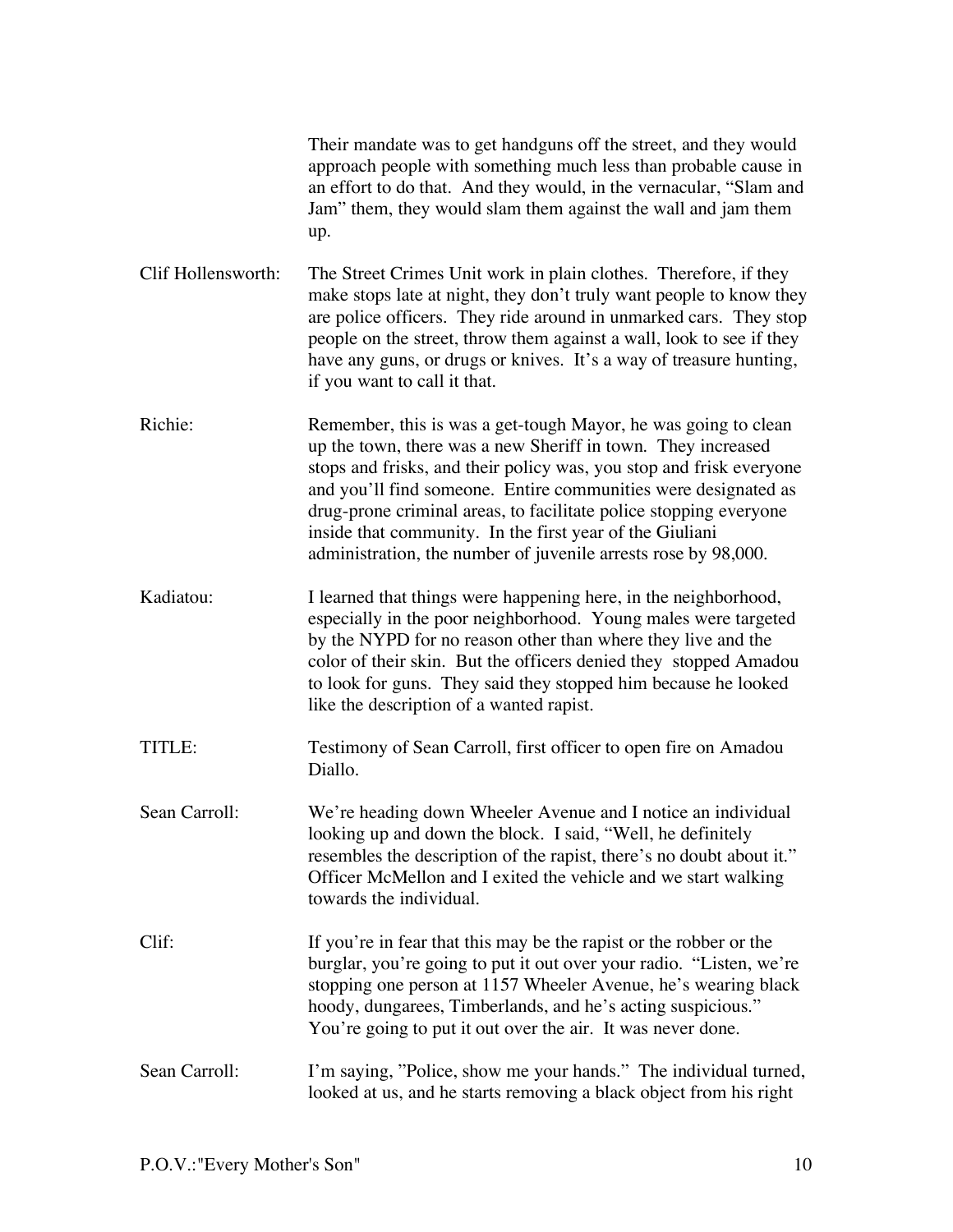Their mandate was to get handguns off the street, and they would approach people with something much less than probable cause in an effort to do that. And they would, in the vernacular, "Slam and Jam" them, they would slam them against the wall and jam them up.

**Clif Hollensworth:** The Street Crimes Unit work in plain clothes. Therefore, if they make stops late at night, they don't truly want people to know they are police officers. They ride around in unmarked cars. They stop people on the street, throw them against a wall, look to see if they have any guns, or drugs or knives. It's a way of treasure hunting, if you want to call it that.

**Richie:** Remember, this is was a get-tough Mayor, he was going to clean up the town, there was a new Sheriff in town. They increased stops and frisks, and their policy was, you stop and frisk everyone and you'll find someone. Entire communities were designated as drug-prone criminal areas, to facilitate police stopping everyone inside that community. In the first year of the Giuliani administration, the number of juvenile arrests rose by 98,000.

**Kadiatou:** I learned that things were happening here, in the neighborhood, especially in the poor neighborhood. Young males were targeted by the NYPD for no reason other than where they live and the color of their skin. But the officers denied they stopped Amadou to look for guns. They said they stopped him because he looked like the description of a wanted rapist.

**TITLE:** Testimony of Sean Carroll, first officer to open fire on Amadou Diallo.

**Sean Carroll:** We're heading down Wheeler Avenue and I notice an individual looking up and down the block. I said, "Well, he definitely resembles the description of the rapist, there's no doubt about it." Officer McMellon and I exited the vehicle and we start walking towards the individual.

**Clif:** If you're in fear that this may be the rapist or the robber or the burglar, you're going to put it out over your radio. "Listen, we're stopping one person at 1157 Wheeler Avenue, he's wearing black hoody, dungarees, Timberlands, and he's acting suspicious." You're going to put it out over the air. It was never done.

**Sean Carroll:** I'm saying, "Police, show me your hands." The individual turned, looked at us, and he starts removing a black object from his right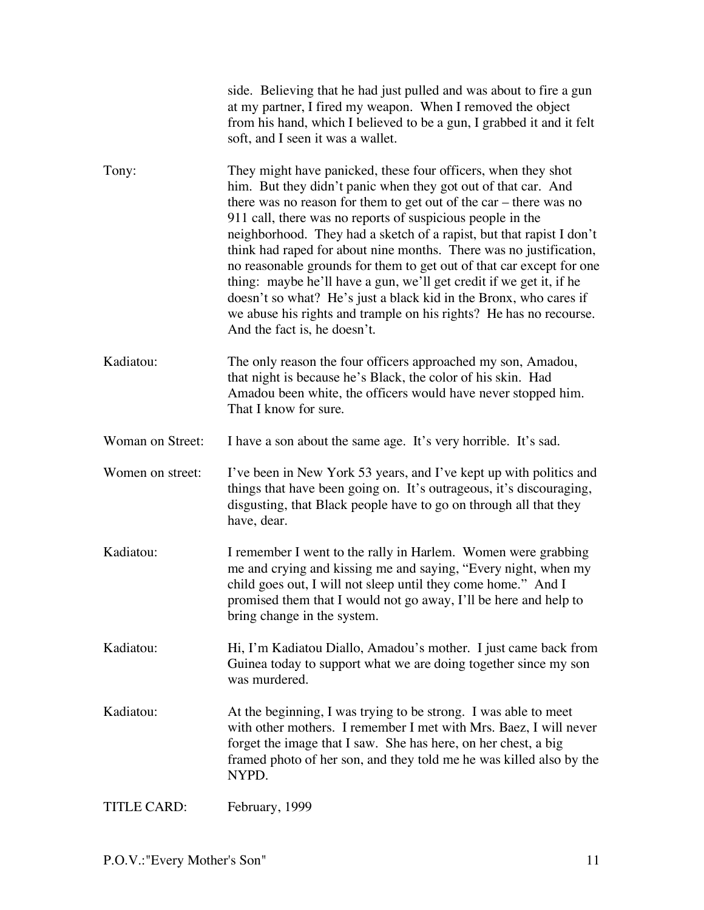side. Believing that he had just pulled and was about to fire a gun at my partner, I fired my weapon. When I removed the object from his hand, which I believed to be a gun, I grabbed it and it felt soft, and I seen it was a wallet.

Tony: They might have panicked, these four officers, when they shot him. But they didn't panic when they got out of that car. And there was no reason for them to get out of the car – there was no 911 call, there was no reports of suspicious people in the neighborhood. They had a sketch of a rapist, but that rapist I don't think had raped for about nine months. There was no justification, no reasonable grounds for them to get out of that car except for one thing: maybe he'll have a gun, we'll get credit if we get it, if he doesn't so what? He's just a black kid in the Bronx, who cares if we abuse his rights and trample on his rights? He has no recourse. And the fact is, he doesn't.

Kadiatou: The only reason the four officers approached my son, Amadou, that night is because he's Black, the color of his skin. Had Amadou been white, the officers would have never stopped him. That I know for sure.

Woman on Street: I have a son about the same age. It's very horrible. It's sad.

Women on street: I've been in New York 53 years, and I've kept up with politics and things that have been going on. It's outrageous, it's discouraging, disgusting, that Black people have to go on through all that they have, dear.

Kadiatou: I remember I went to the rally in Harlem. Women were grabbing me and crying and kissing me and saying, "Every night, when my child goes out, I will not sleep until they come home." And I promised them that I would not go away, I'll be here and help to bring change in the system.

Kadiatou: Hi, I'm Kadiatou Diallo, Amadou's mother. I just came back from Guinea today to support what we are doing together since my son was murdered.

Kadiatou: At the beginning, I was trying to be strong. I was able to meet with other mothers. I remember I met with Mrs. Baez, I will never forget the image that I saw. She has here, on her chest, a big framed photo of her son, and they told me he was killed also by the NYPD.

TITLE CARD: February, 1999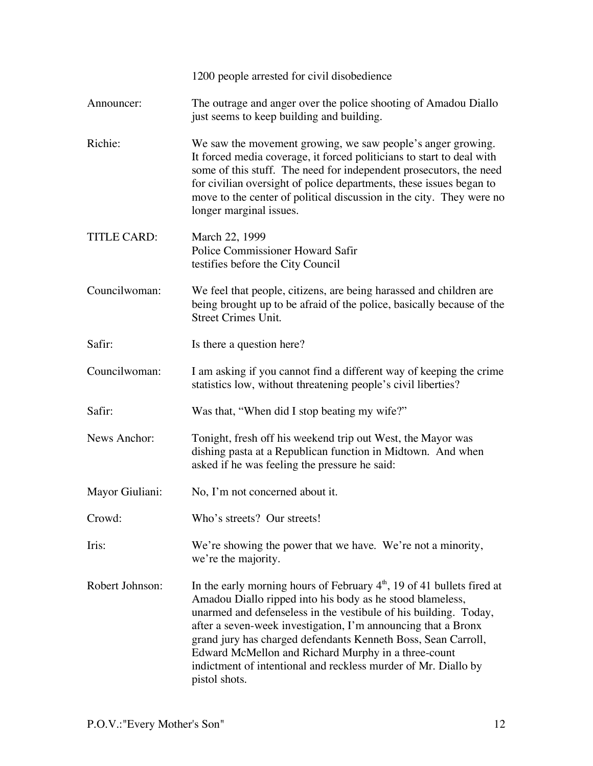1200 people arrested for civil disobedience

**Announcer:** The outrage and anger over the police shooting of Amadou Diallo just seems to keep building and building.

**Richie:** We saw the movement growing, we saw people's anger growing. It forced media coverage, it forced politicians to start to deal with some of this stuff. The need for independent prosecutors, the need for civilian oversight of police departments, these issues began to move to the center of political discussion in the city. They were no longer marginal issues.

**TITLE CARD:** March 22, 1999
Police Commissioner Howard Safir
testifies before the City Council

**Councilwoman:** We feel that people, citizens, are being harassed and children are being brought up to be afraid of the police, basically because of the Street Crimes Unit.

**Safir:** Is there a question here?

**Councilwoman:** I am asking if you cannot find a different way of keeping the crime statistics low, without threatening people's civil liberties?

**Safir:** Was that, "When did I stop beating my wife?"

**News Anchor:** Tonight, fresh off his weekend trip out West, the Mayor was dishing pasta at a Republican function in Midtown. And when asked if he was feeling the pressure he said:

**Mayor Giuliani:** No, I'm not concerned about it.

**Crowd:** Who's streets? Our streets!

**Iris:** We're showing the power that we have. We're not a minority, we're the majority.

**Robert Johnson:** In the early morning hours of February 4th, 19 of 41 bullets fired at Amadou Diallo ripped into his body as he stood blameless, unarmed and defenseless in the vestibule of his building. Today, after a seven-week investigation, I'm announcing that a Bronx grand jury has charged defendants Kenneth Boss, Sean Carroll, Edward McMellon and Richard Murphy in a three-count indictment of intentional and reckless murder of Mr. Diallo by pistol shots.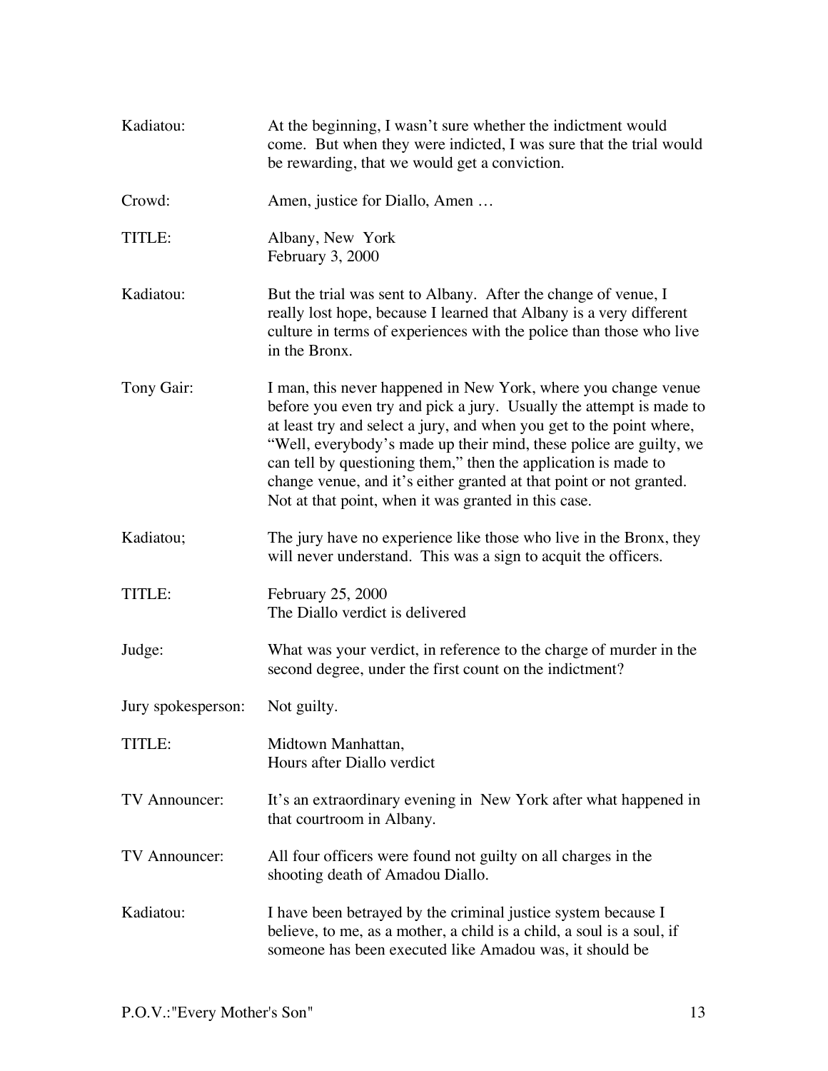| | |
|---|---|
| Kadiatou: | At the beginning, I wasn't sure whether the indictment would come. But when they were indicted, I was sure that the trial would be rewarding, that we would get a conviction. |
| Crowd: | Amen, justice for Diallo, Amen … |
| TITLE: | Albany, New York<br>February 3, 2000 |
| Kadiatou: | But the trial was sent to Albany. After the change of venue, I really lost hope, because I learned that Albany is a very different culture in terms of experiences with the police than those who live in the Bronx. |
| Tony Gair: | I man, this never happened in New York, where you change venue before you even try and pick a jury. Usually the attempt is made to at least try and select a jury, and when you get to the point where, "Well, everybody's made up their mind, these police are guilty, we can tell by questioning them," then the application is made to change venue, and it's either granted at that point or not granted. Not at that point, when it was granted in this case. |
| Kadiatou; | The jury have no experience like those who live in the Bronx, they will never understand. This was a sign to acquit the officers. |
| TITLE: | February 25, 2000<br>The Diallo verdict is delivered |
| Judge: | What was your verdict, in reference to the charge of murder in the second degree, under the first count on the indictment? |
| Jury spokesperson: | Not guilty. |
| TITLE: | Midtown Manhattan,<br>Hours after Diallo verdict |
| TV Announcer: | It's an extraordinary evening in New York after what happened in that courtroom in Albany. |
| TV Announcer: | All four officers were found not guilty on all charges in the shooting death of Amadou Diallo. |
| Kadiatou: | I have been betrayed by the criminal justice system because I believe, to me, as a mother, a child is a child, a soul is a soul, if someone has been executed like Amadou was, it should be |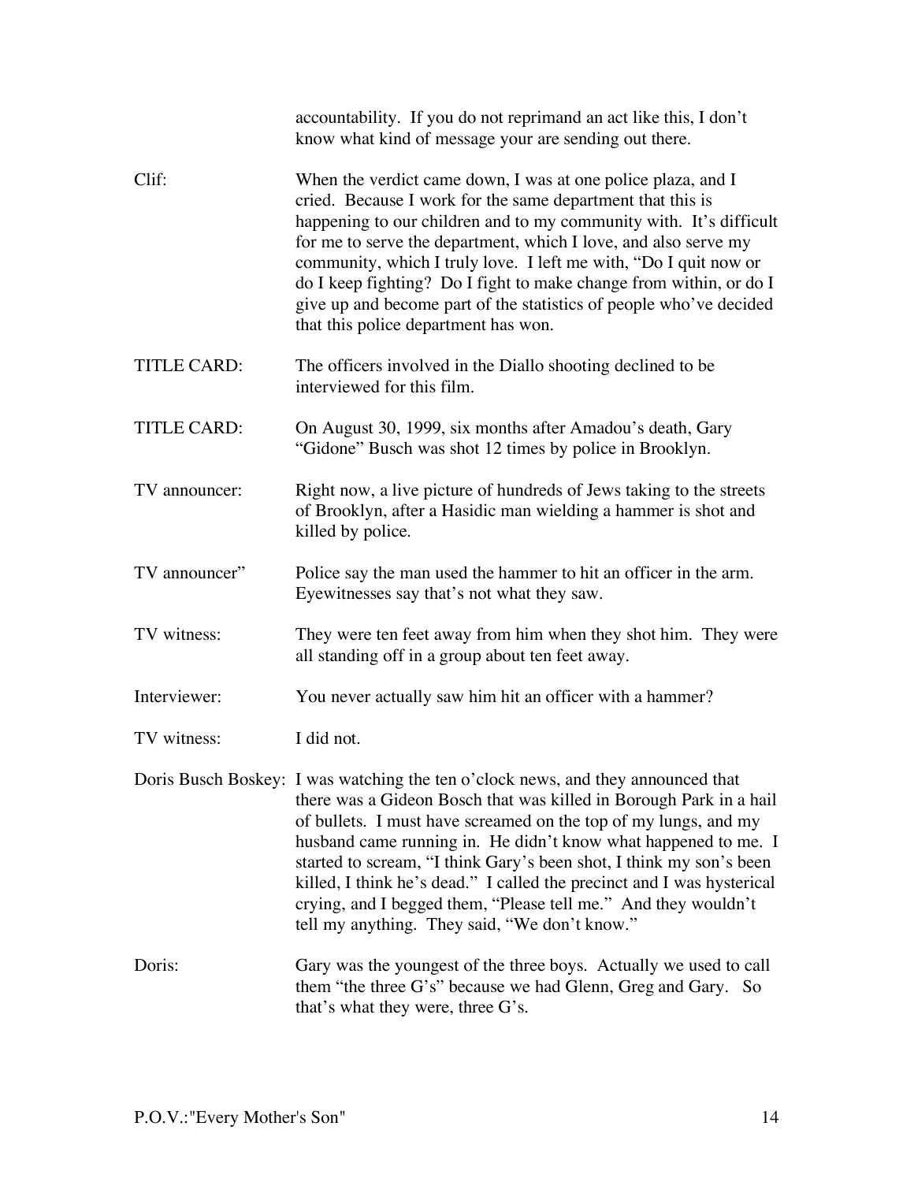accountability. If you do not reprimand an act like this, I don't know what kind of message your are sending out there.

Clif: When the verdict came down, I was at one police plaza, and I cried. Because I work for the same department that this is happening to our children and to my community with. It's difficult for me to serve the department, which I love, and also serve my community, which I truly love. I left me with, "Do I quit now or do I keep fighting? Do I fight to make change from within, or do I give up and become part of the statistics of people who've decided that this police department has won.

TITLE CARD: The officers involved in the Diallo shooting declined to be interviewed for this film.

TITLE CARD: On August 30, 1999, six months after Amadou's death, Gary "Gidone" Busch was shot 12 times by police in Brooklyn.

TV announcer: Right now, a live picture of hundreds of Jews taking to the streets of Brooklyn, after a Hasidic man wielding a hammer is shot and killed by police.

TV announcer" Police say the man used the hammer to hit an officer in the arm. Eyewitnesses say that's not what they saw.

TV witness: They were ten feet away from him when they shot him. They were all standing off in a group about ten feet away.

Interviewer: You never actually saw him hit an officer with a hammer?

TV witness: I did not.

Doris Busch Boskey: I was watching the ten o'clock news, and they announced that there was a Gideon Bosch that was killed in Borough Park in a hail of bullets. I must have screamed on the top of my lungs, and my husband came running in. He didn't know what happened to me. I started to scream, "I think Gary's been shot, I think my son's been killed, I think he's dead." I called the precinct and I was hysterical crying, and I begged them, "Please tell me." And they wouldn't tell my anything. They said, "We don't know."

Doris: Gary was the youngest of the three boys. Actually we used to call them "the three G's" because we had Glenn, Greg and Gary. So that's what they were, three G's.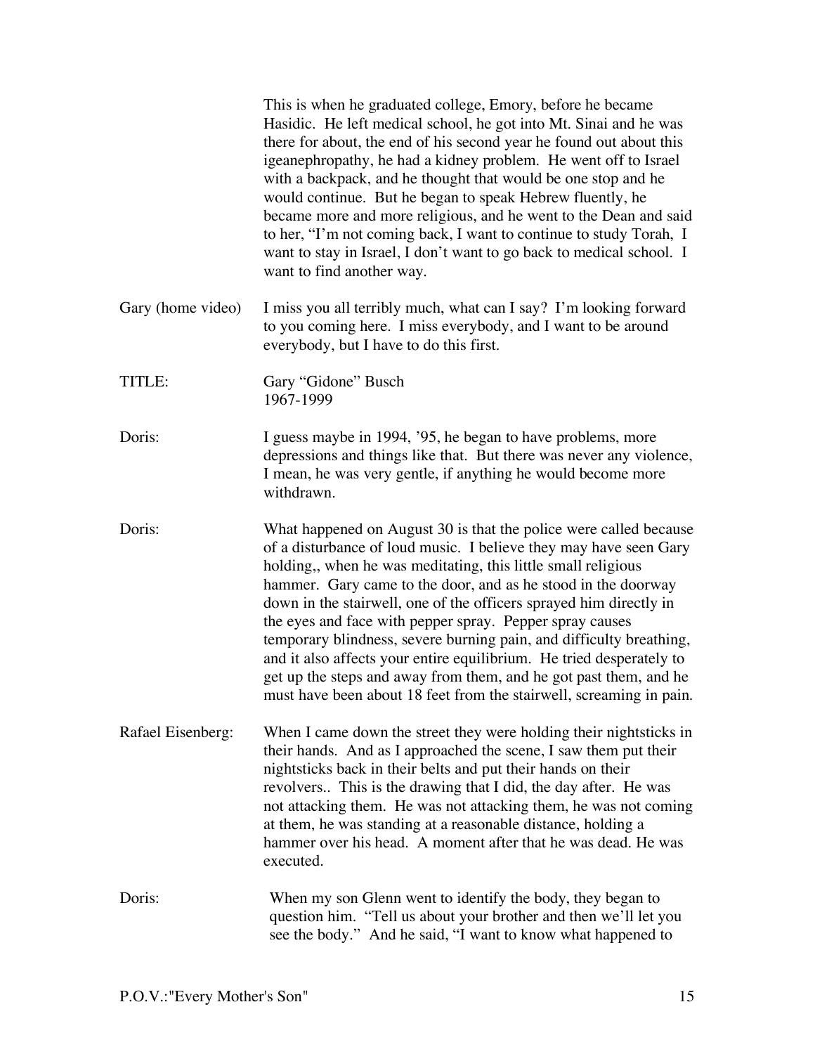This is when he graduated college, Emory, before he became Hasidic. He left medical school, he got into Mt. Sinai and he was there for about, the end of his second year he found out about this igeanephropathy, he had a kidney problem. He went off to Israel with a backpack, and he thought that would be one stop and he would continue. But he began to speak Hebrew fluently, he became more and more religious, and he went to the Dean and said to her, "I'm not coming back, I want to continue to study Torah, I want to stay in Israel, I don't want to go back to medical school. I want to find another way.

Gary (home video) I miss you all terribly much, what can I say? I'm looking forward to you coming here. I miss everybody, and I want to be around everybody, but I have to do this first.

TITLE: Gary "Gidone" Busch
1967-1999

Doris: I guess maybe in 1994, '95, he began to have problems, more depressions and things like that. But there was never any violence, I mean, he was very gentle, if anything he would become more withdrawn.

Doris: What happened on August 30 is that the police were called because of a disturbance of loud music. I believe they may have seen Gary holding,, when he was meditating, this little small religious hammer. Gary came to the door, and as he stood in the doorway down in the stairwell, one of the officers sprayed him directly in the eyes and face with pepper spray. Pepper spray causes temporary blindness, severe burning pain, and difficulty breathing, and it also affects your entire equilibrium. He tried desperately to get up the steps and away from them, and he got past them, and he must have been about 18 feet from the stairwell, screaming in pain.

Rafael Eisenberg: When I came down the street they were holding their nightsticks in their hands. And as I approached the scene, I saw them put their nightsticks back in their belts and put their hands on their revolvers.. This is the drawing that I did, the day after. He was not attacking them. He was not attacking them, he was not coming at them, he was standing at a reasonable distance, holding a hammer over his head. A moment after that he was dead. He was executed.

Doris: When my son Glenn went to identify the body, they began to question him. "Tell us about your brother and then we'll let you see the body." And he said, "I want to know what happened to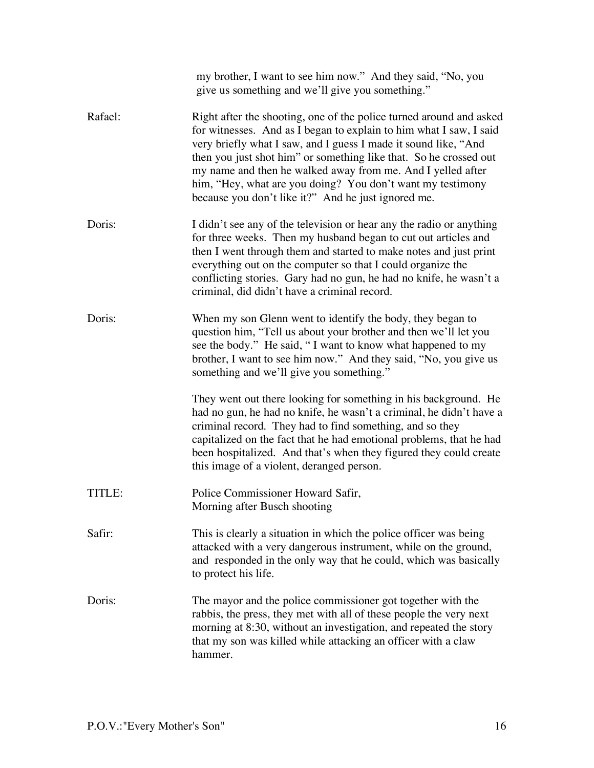my brother, I want to see him now." And they said, "No, you give us something and we'll give you something."

**Rafael:** Right after the shooting, one of the police turned around and asked for witnesses. And as I began to explain to him what I saw, I said very briefly what I saw, and I guess I made it sound like, "And then you just shot him" or something like that. So he crossed out my name and then he walked away from me. And I yelled after him, "Hey, what are you doing? You don't want my testimony because you don't like it?" And he just ignored me.

**Doris:** I didn't see any of the television or hear any the radio or anything for three weeks. Then my husband began to cut out articles and then I went through them and started to make notes and just print everything out on the computer so that I could organize the conflicting stories. Gary had no gun, he had no knife, he wasn't a criminal, did didn't have a criminal record.

**Doris:** When my son Glenn went to identify the body, they began to question him, "Tell us about your brother and then we'll let you see the body." He said, " I want to know what happened to my brother, I want to see him now." And they said, "No, you give us something and we'll give you something."

They went out there looking for something in his background. He had no gun, he had no knife, he wasn't a criminal, he didn't have a criminal record. They had to find something, and so they capitalized on the fact that he had emotional problems, that he had been hospitalized. And that's when they figured they could create this image of a violent, deranged person.

**TITLE:** Police Commissioner Howard Safir,
Morning after Busch shooting

**Safir:** This is clearly a situation in which the police officer was being attacked with a very dangerous instrument, while on the ground, and responded in the only way that he could, which was basically to protect his life.

**Doris:** The mayor and the police commissioner got together with the rabbis, the press, they met with all of these people the very next morning at 8:30, without an investigation, and repeated the story that my son was killed while attacking an officer with a claw hammer.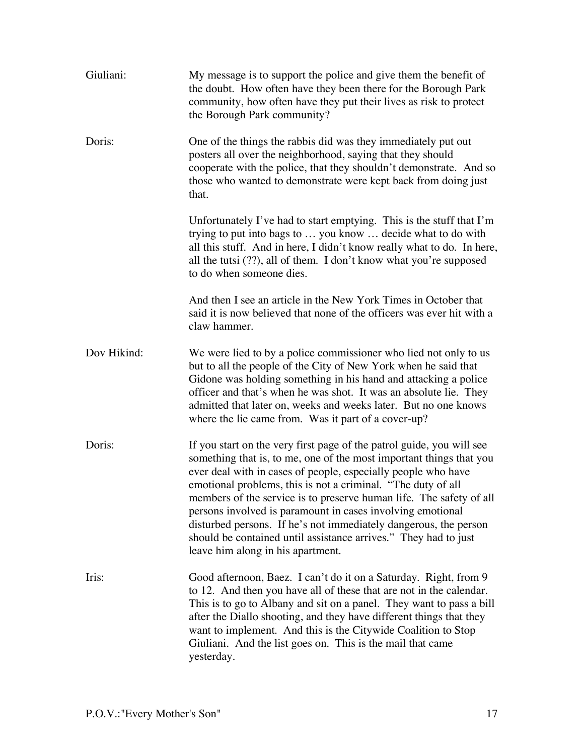Giuliani: My message is to support the police and give them the benefit of the doubt. How often have they been there for the Borough Park community, how often have they put their lives as risk to protect the Borough Park community?

Doris: One of the things the rabbis did was they immediately put out posters all over the neighborhood, saying that they should cooperate with the police, that they shouldn't demonstrate. And so those who wanted to demonstrate were kept back from doing just that.

Unfortunately I've had to start emptying. This is the stuff that I'm trying to put into bags to … you know … decide what to do with all this stuff. And in here, I didn't know really what to do. In here, all the tutsi (??), all of them. I don't know what you're supposed to do when someone dies.

And then I see an article in the New York Times in October that said it is now believed that none of the officers was ever hit with a claw hammer.

Dov Hikind: We were lied to by a police commissioner who lied not only to us but to all the people of the City of New York when he said that Gidone was holding something in his hand and attacking a police officer and that's when he was shot. It was an absolute lie. They admitted that later on, weeks and weeks later. But no one knows where the lie came from. Was it part of a cover-up?

Doris: If you start on the very first page of the patrol guide, you will see something that is, to me, one of the most important things that you ever deal with in cases of people, especially people who have emotional problems, this is not a criminal. "The duty of all members of the service is to preserve human life. The safety of all persons involved is paramount in cases involving emotional disturbed persons. If he's not immediately dangerous, the person should be contained until assistance arrives." They had to just leave him along in his apartment.

Iris: Good afternoon, Baez. I can't do it on a Saturday. Right, from 9 to 12. And then you have all of these that are not in the calendar. This is to go to Albany and sit on a panel. They want to pass a bill after the Diallo shooting, and they have different things that they want to implement. And this is the Citywide Coalition to Stop Giuliani. And the list goes on. This is the mail that came yesterday.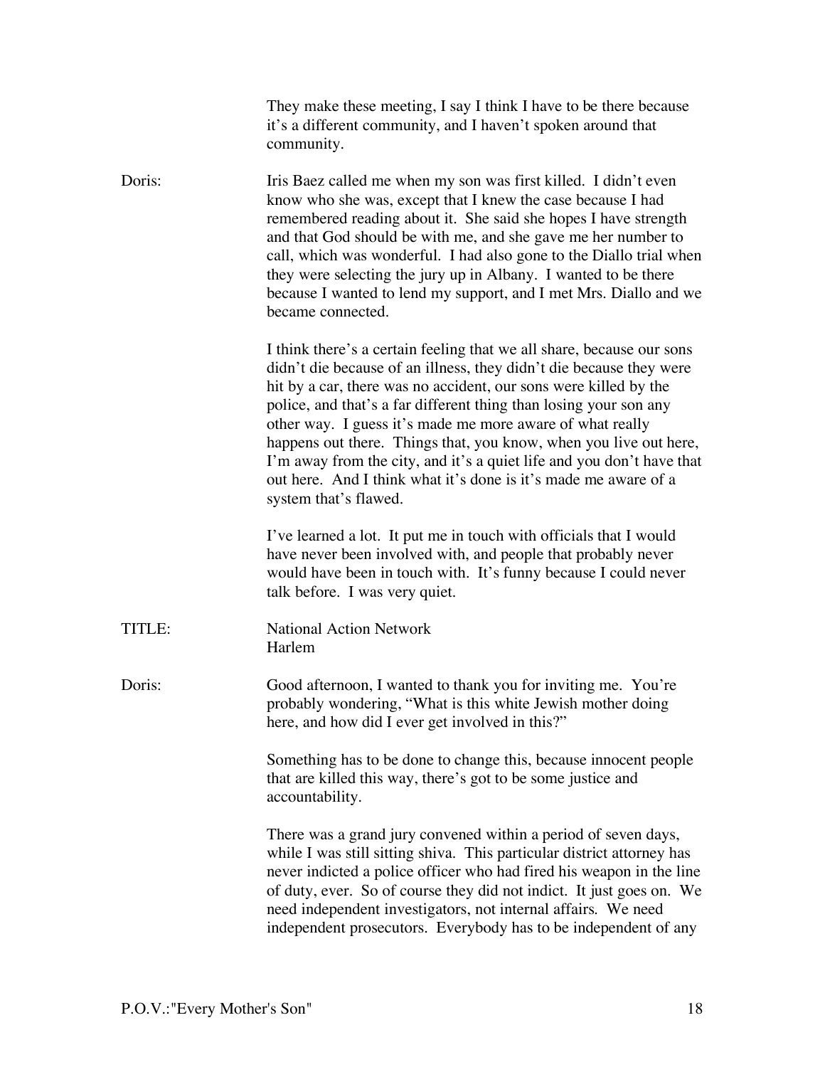They make these meeting, I say I think I have to be there because it's a different community, and I haven't spoken around that community.

**Doris:** Iris Baez called me when my son was first killed. I didn't even know who she was, except that I knew the case because I had remembered reading about it. She said she hopes I have strength and that God should be with me, and she gave me her number to call, which was wonderful. I had also gone to the Diallo trial when they were selecting the jury up in Albany. I wanted to be there because I wanted to lend my support, and I met Mrs. Diallo and we became connected.

I think there's a certain feeling that we all share, because our sons didn't die because of an illness, they didn't die because they were hit by a car, there was no accident, our sons were killed by the police, and that's a far different thing than losing your son any other way. I guess it's made me more aware of what really happens out there. Things that, you know, when you live out here, I'm away from the city, and it's a quiet life and you don't have that out here. And I think what it's done is it's made me aware of a system that's flawed.

I've learned a lot. It put me in touch with officials that I would have never been involved with, and people that probably never would have been in touch with. It's funny because I could never talk before. I was very quiet.

**TITLE:** National Action Network
Harlem

**Doris:** Good afternoon, I wanted to thank you for inviting me. You're probably wondering, "What is this white Jewish mother doing here, and how did I ever get involved in this?"

Something has to be done to change this, because innocent people that are killed this way, there's got to be some justice and accountability.

There was a grand jury convened within a period of seven days, while I was still sitting shiva. This particular district attorney has never indicted a police officer who had fired his weapon in the line of duty, ever. So of course they did not indict. It just goes on. We need independent investigators, not internal affairs. We need independent prosecutors. Everybody has to be independent of any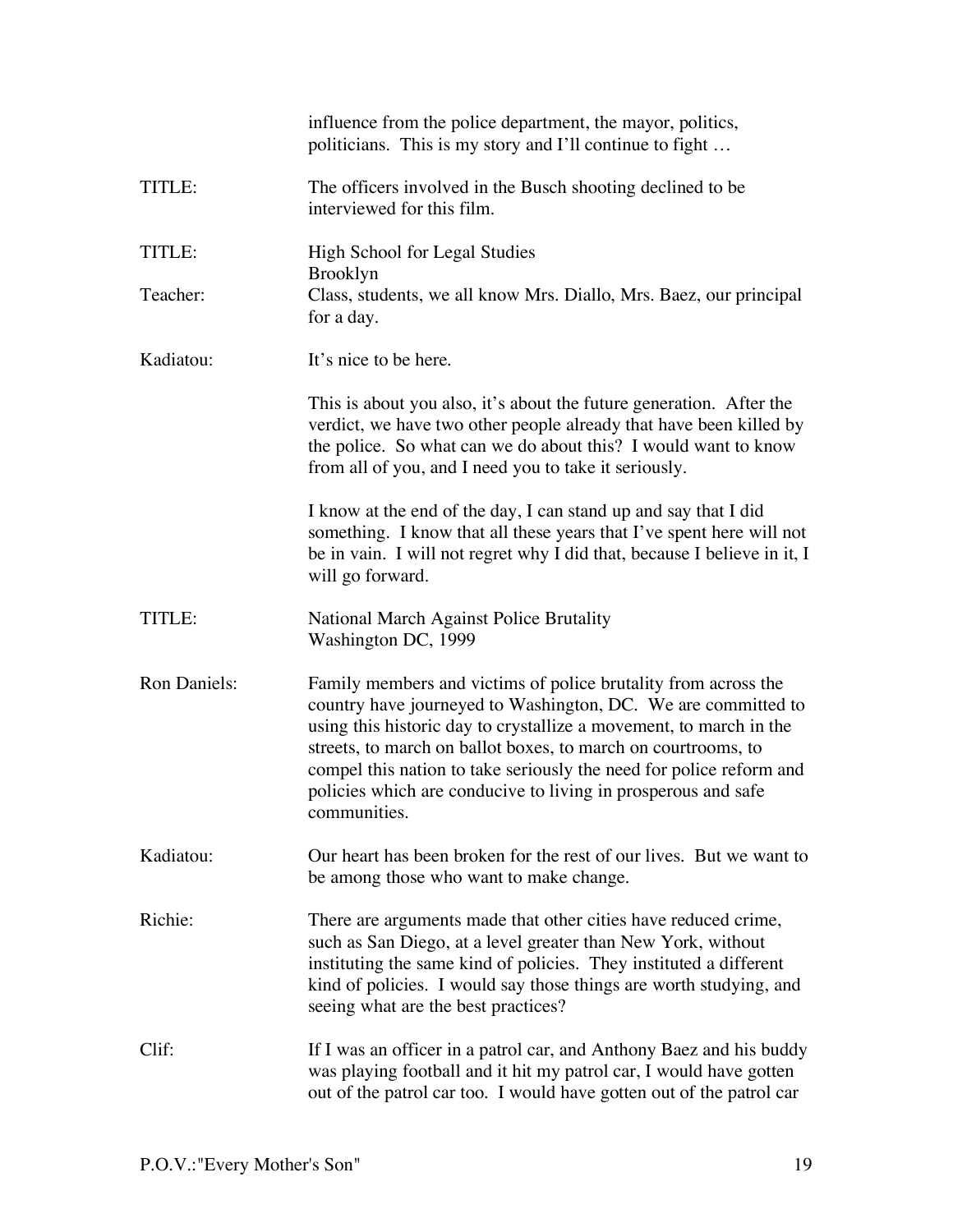influence from the police department, the mayor, politics, politicians. This is my story and I'll continue to fight …

TITLE: The officers involved in the Busch shooting declined to be interviewed for this film.

TITLE: High School for Legal Studies
Brooklyn

Teacher: Class, students, we all know Mrs. Diallo, Mrs. Baez, our principal for a day.

Kadiatou: It's nice to be here.

This is about you also, it's about the future generation. After the verdict, we have two other people already that have been killed by the police. So what can we do about this? I would want to know from all of you, and I need you to take it seriously.

I know at the end of the day, I can stand up and say that I did something. I know that all these years that I've spent here will not be in vain. I will not regret why I did that, because I believe in it, I will go forward.

TITLE: National March Against Police Brutality
Washington DC, 1999

Ron Daniels: Family members and victims of police brutality from across the country have journeyed to Washington, DC. We are committed to using this historic day to crystallize a movement, to march in the streets, to march on ballot boxes, to march on courtrooms, to compel this nation to take seriously the need for police reform and policies which are conducive to living in prosperous and safe communities.

Kadiatou: Our heart has been broken for the rest of our lives. But we want to be among those who want to make change.

Richie: There are arguments made that other cities have reduced crime, such as San Diego, at a level greater than New York, without instituting the same kind of policies. They instituted a different kind of policies. I would say those things are worth studying, and seeing what are the best practices?

Clif: If I was an officer in a patrol car, and Anthony Baez and his buddy was playing football and it hit my patrol car, I would have gotten out of the patrol car too. I would have gotten out of the patrol car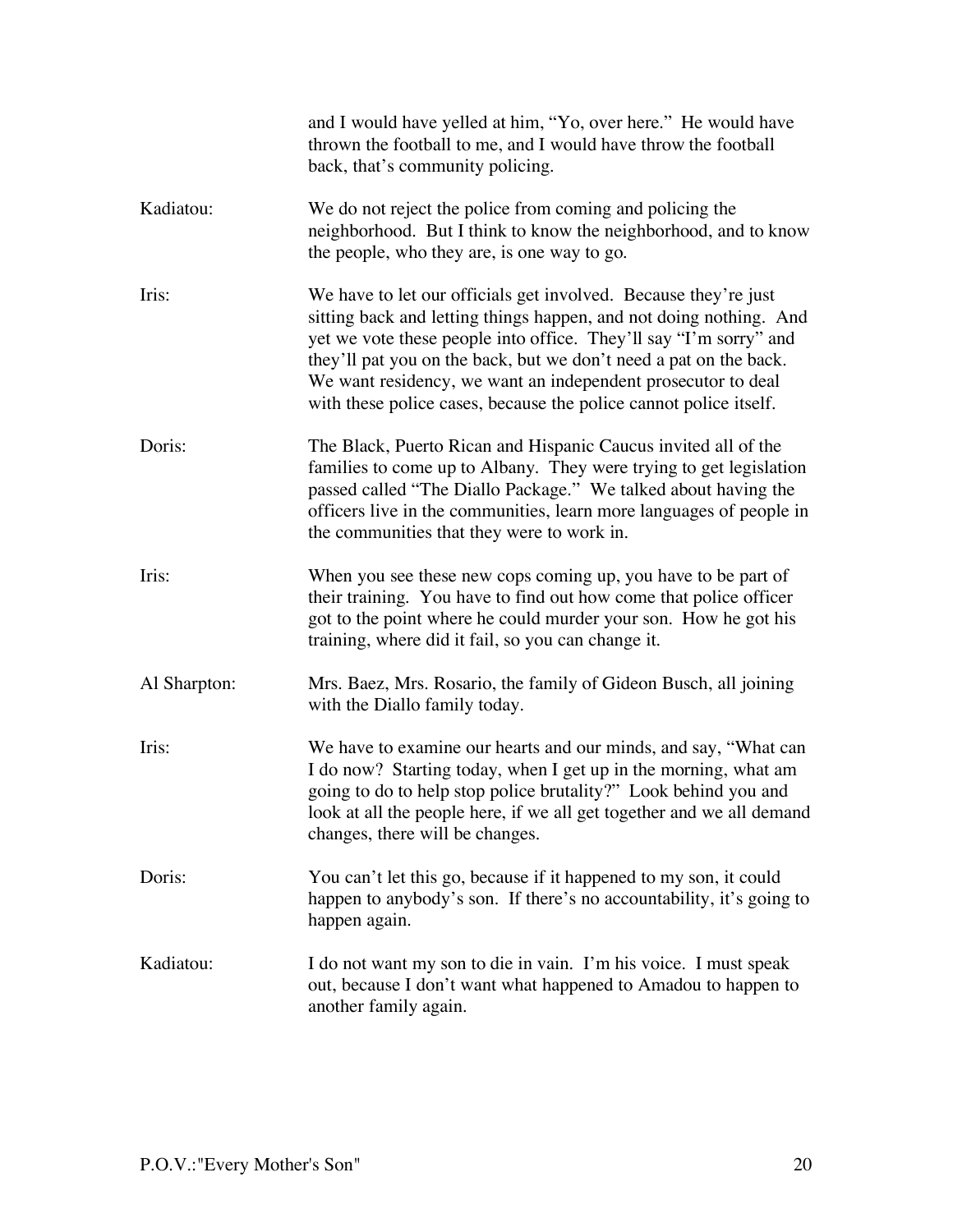and I would have yelled at him, "Yo, over here." He would have thrown the football to me, and I would have throw the football back, that's community policing.

**Kadiatou:** We do not reject the police from coming and policing the neighborhood. But I think to know the neighborhood, and to know the people, who they are, is one way to go.

**Iris:** We have to let our officials get involved. Because they're just sitting back and letting things happen, and not doing nothing. And yet we vote these people into office. They'll say "I'm sorry" and they'll pat you on the back, but we don't need a pat on the back. We want residency, we want an independent prosecutor to deal with these police cases, because the police cannot police itself.

**Doris:** The Black, Puerto Rican and Hispanic Caucus invited all of the families to come up to Albany. They were trying to get legislation passed called "The Diallo Package." We talked about having the officers live in the communities, learn more languages of people in the communities that they were to work in.

**Iris:** When you see these new cops coming up, you have to be part of their training. You have to find out how come that police officer got to the point where he could murder your son. How he got his training, where did it fail, so you can change it.

**Al Sharpton:** Mrs. Baez, Mrs. Rosario, the family of Gideon Busch, all joining with the Diallo family today.

**Iris:** We have to examine our hearts and our minds, and say, "What can I do now? Starting today, when I get up in the morning, what am going to do to help stop police brutality?" Look behind you and look at all the people here, if we all get together and we all demand changes, there will be changes.

**Doris:** You can't let this go, because if it happened to my son, it could happen to anybody's son. If there's no accountability, it's going to happen again.

**Kadiatou:** I do not want my son to die in vain. I'm his voice. I must speak out, because I don't want what happened to Amadou to happen to another family again.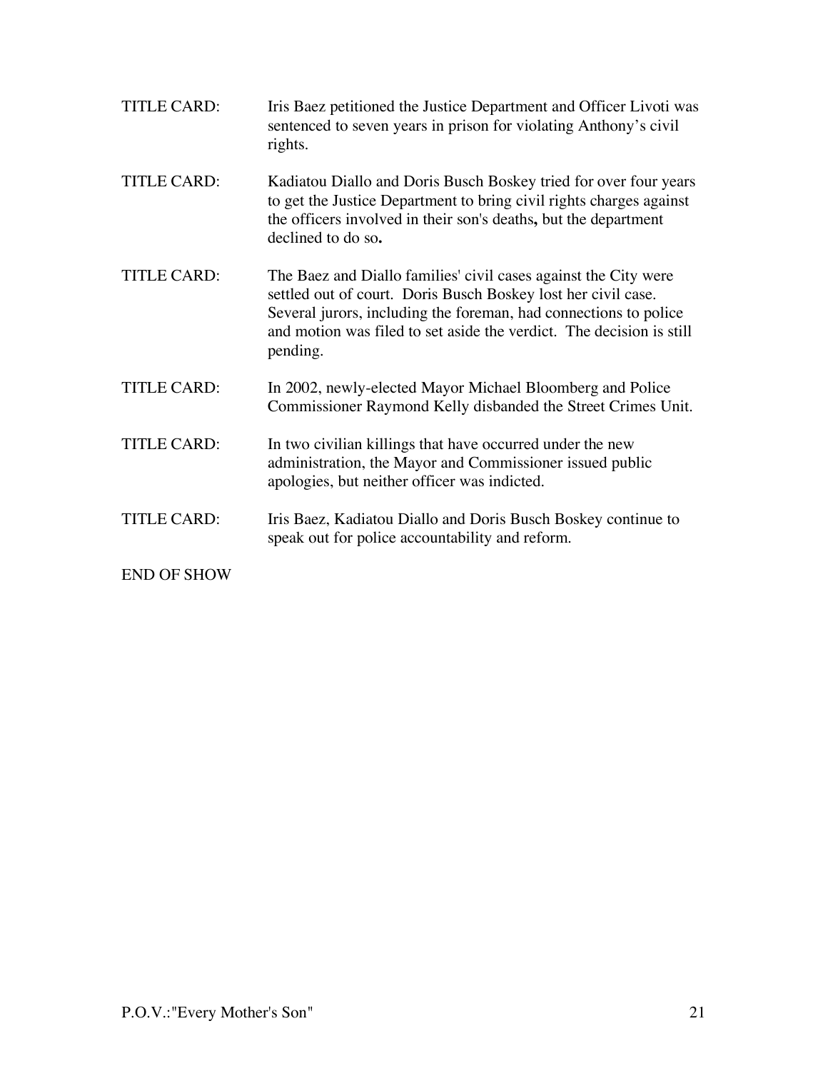TITLE CARD: Iris Baez petitioned the Justice Department and Officer Livoti was sentenced to seven years in prison for violating Anthony's civil rights.

TITLE CARD: Kadiatou Diallo and Doris Busch Boskey tried for over four years to get the Justice Department to bring civil rights charges against the officers involved in their son's deaths**,** but the department declined to do so**.**

TITLE CARD: The Baez and Diallo families' civil cases against the City were settled out of court. Doris Busch Boskey lost her civil case. Several jurors, including the foreman, had connections to police and motion was filed to set aside the verdict. The decision is still pending.

TITLE CARD: In 2002, newly-elected Mayor Michael Bloomberg and Police Commissioner Raymond Kelly disbanded the Street Crimes Unit.

TITLE CARD: In two civilian killings that have occurred under the new administration, the Mayor and Commissioner issued public apologies, but neither officer was indicted.

TITLE CARD: Iris Baez, Kadiatou Diallo and Doris Busch Boskey continue to speak out for police accountability and reform.

END OF SHOW